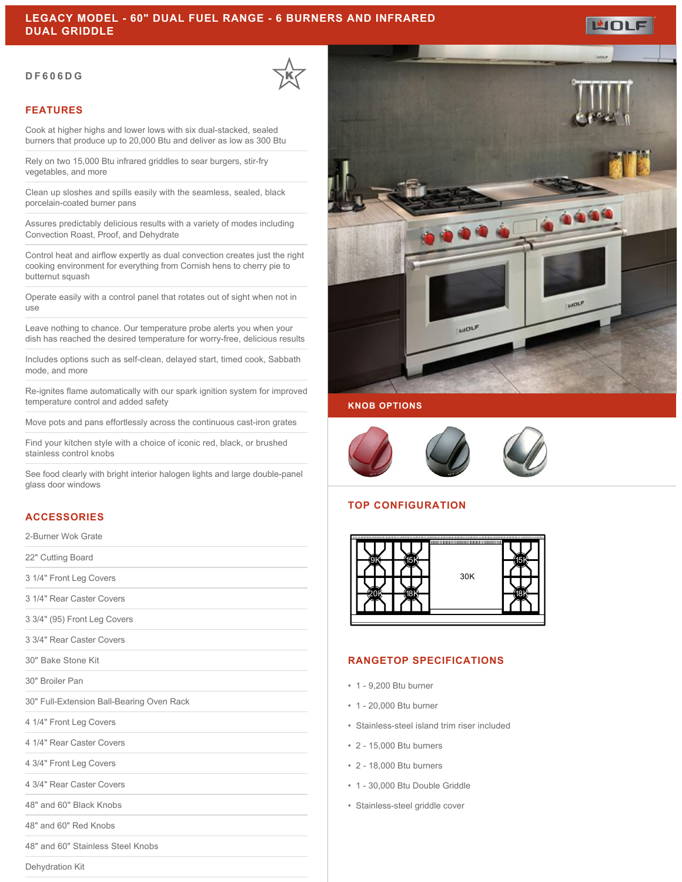# LEGACY MODEL - 60" DUAL FUEL RANGE - 6 BURNERS AND INFRARED DUAL GRIDDLE

**DF606DG**

## FEATURES

- Cook at higher highs and lower lows with six dual-stacked, sealed burners that produce up to 20,000 Btu and deliver as low as 300 Btu
- Rely on two 15,000 Btu infrared griddles to sear burgers, stir-fry vegetables, and more
- Clean up sloshes and spills easily with the seamless, sealed, black porcelain-coated burner pans
- Assures predictably delicious results with a variety of modes including Convection Roast, Proof, and Dehydrate
- Control heat and airflow expertly as dual convection creates just the right cooking environment for everything from Cornish hens to cherry pie to butternut squash
- Operate easily with a control panel that rotates out of sight when not in use
- Leave nothing to chance. Our temperature probe alerts you when your dish has reached the desired temperature for worry-free, delicious results
- Includes options such as self-clean, delayed start, timed cook, Sabbath mode, and more
- Re-ignites flame automatically with our spark ignition system for improved temperature control and added safety
- Move pots and pans effortlessly across the continuous cast-iron grates
- Find your kitchen style with a choice of iconic red, black, or brushed stainless control knobs
- See food clearly with bright interior halogen lights and large double-panel glass door windows

## ACCESSORIES

- 2-Burner Wok Grate
- 22" Cutting Board
- 3 1/4" Front Leg Covers
- 3 1/4" Rear Caster Covers
- 3 3/4" (95) Front Leg Covers
- 3 3/4" Rear Caster Covers
- 30" Bake Stone Kit
- 30" Broiler Pan
- 30" Full-Extension Ball-Bearing Oven Rack
- 4 1/4" Front Leg Covers
- 4 1/4" Rear Caster Covers
- 4 3/4" Front Leg Covers
- 4 3/4" Rear Caster Covers
- 48" and 60" Black Knobs
- 48" and 60" Red Knobs
- 48" and 60" Stainless Steel Knobs
- Dehydration Kit

## KNOB OPTIONS

## TOP CONFIGURATION

9K, 15K, 20K, 18K, 30K, 15K, 18K

## RANGETOP SPECIFICATIONS

- 1 - 9,200 Btu burner
- 1 - 20,000 Btu burner
- Stainless-steel island trim riser included
- 2 - 15,000 Btu burners
- 2 - 18,000 Btu burners
- 1 - 30,000 Btu Double Griddle
- Stainless-steel griddle cover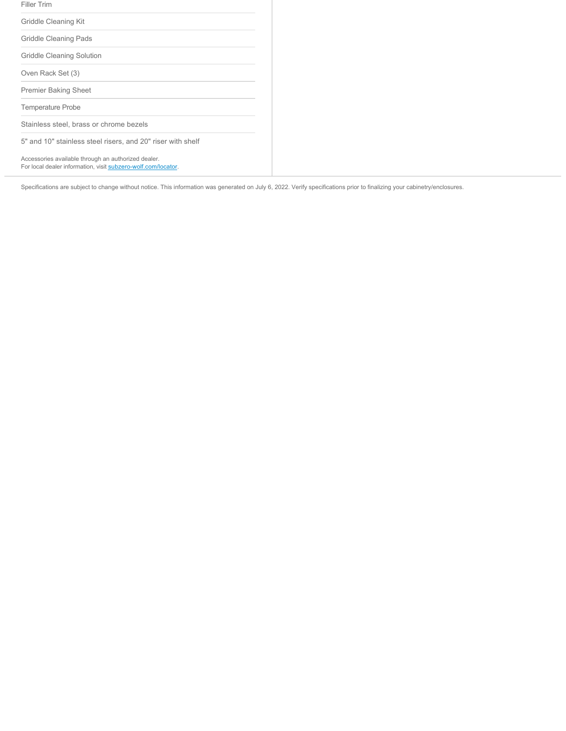Filler Trim

Griddle Cleaning Kit

Griddle Cleaning Pads

Griddle Cleaning Solution

Oven Rack Set (3)

Premier Baking Sheet

Temperature Probe

Stainless steel, brass or chrome bezels

5" and 10" stainless steel risers, and 20" riser with shelf

Accessories available through an authorized dealer.
For local dealer information, visit subzero-wolf.com/locator.

Specifications are subject to change without notice. This information was generated on July 6, 2022. Verify specifications prior to finalizing your cabinetry/enclosures.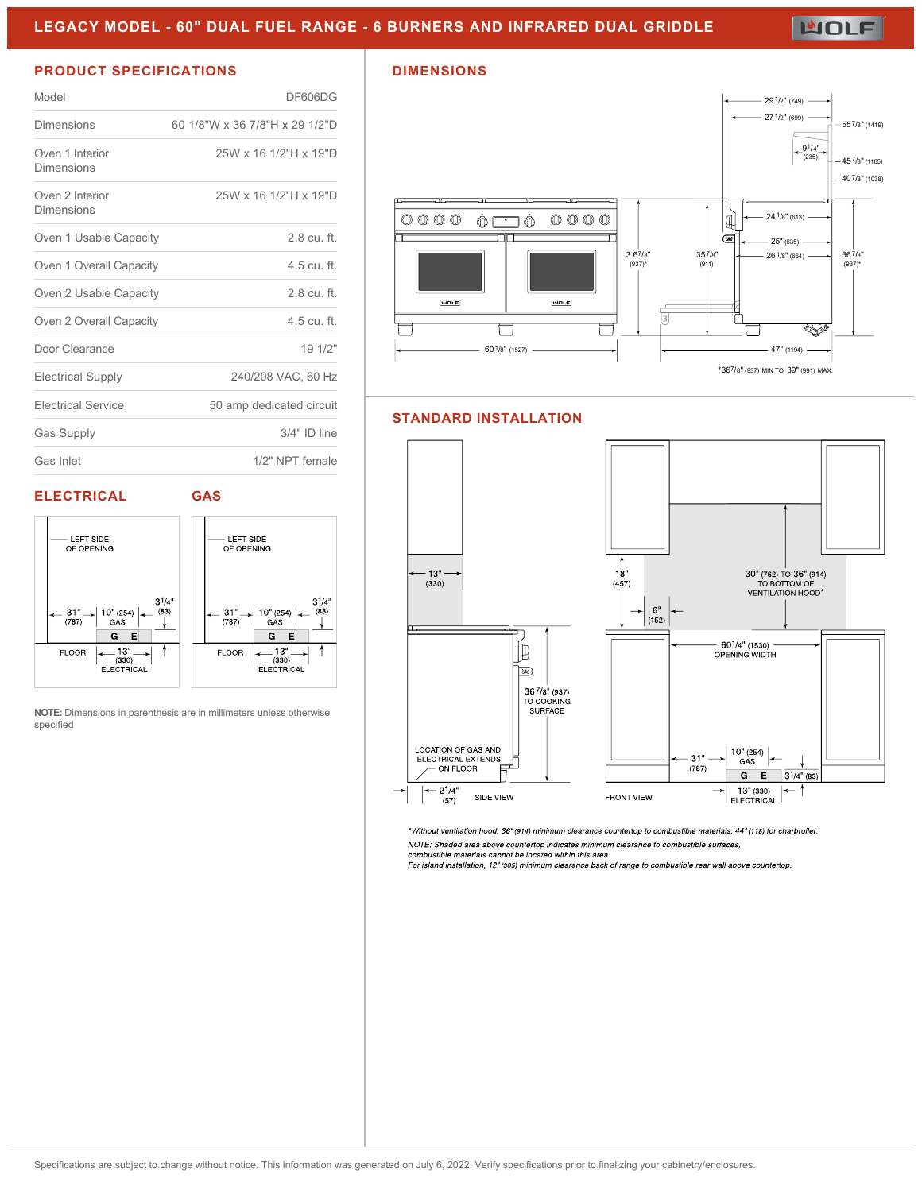# LEGACY MODEL - 60" DUAL FUEL RANGE - 6 BURNERS AND INFRARED DUAL GRIDDLE

## PRODUCT SPECIFICATIONS

| | |
|---|---|
| Model | DF606DG |
| Dimensions | 60 1/8"W x 36 7/8"H x 29 1/2"D |
| Oven 1 Interior Dimensions | 25W x 16 1/2"H x 19"D |
| Oven 2 Interior Dimensions | 25W x 16 1/2"H x 19"D |
| Oven 1 Usable Capacity | 2.8 cu. ft. |
| Oven 1 Overall Capacity | 4.5 cu. ft. |
| Oven 2 Usable Capacity | 2.8 cu. ft. |
| Oven 2 Overall Capacity | 4.5 cu. ft. |
| Door Clearance | 19 1/2" |
| Electrical Supply | 240/208 VAC, 60 Hz |
| Electrical Service | 50 amp dedicated circuit |
| Gas Supply | 3/4" ID line |
| Gas Inlet | 1/2" NPT female |

## ELECTRICAL

LEFT SIDE OF OPENING

31" (787)

10" (254) GAS

3 1/4" (83)

G E

FLOOR

13" (330) ELECTRICAL

## GAS

LEFT SIDE OF OPENING

31" (787)

10" (254) GAS

3 1/4" (83)

G E

FLOOR

13" (330) ELECTRICAL

**NOTE:** Dimensions in parenthesis are in millimeters unless otherwise specified

## DIMENSIONS

29 1/2" (749)

27 1/2" (699)

55 7/8" (1419)

9 1/4" (235)

45 7/8" (1165)

40 7/8" (1038)

24 1/8" (613)

25" (635)

26 1/8" (664)

3 67/8" (937)*

35 7/8" (911)

36 7/8" (937)*

60 1/8" (1527)

47" (1194)

*36 7/8" (937) MIN TO 39" (991) MAX.

## STANDARD INSTALLATION

13" (330)

18" (457)

6" (152)

30" (762) TO 36" (914) TO BOTTOM OF VENTILATION HOOD*

60 1/4" (1530) OPENING WIDTH

36 7/8" (937) TO COOKING SURFACE

LOCATION OF GAS AND ELECTRICAL EXTENDS ON FLOOR

2 1/4" (57)

SIDE VIEW

31" (787)

10" (254) GAS

G E

3 1/4" (83)

13" (330) ELECTRICAL

FRONT VIEW

*Without ventilation hood, 36" (914) minimum clearance countertop to combustible materials, 44" (118) for charbroiler.*

*NOTE: Shaded area above countertop indicates minimum clearance to combustible surfaces, combustible materials cannot be located within this area.*

*For island installation, 12" (305) minimum clearance back of range to combustible rear wall above countertop.*

Specifications are subject to change without notice. This information was generated on July 6, 2022. Verify specifications prior to finalizing your cabinetry/enclosures.